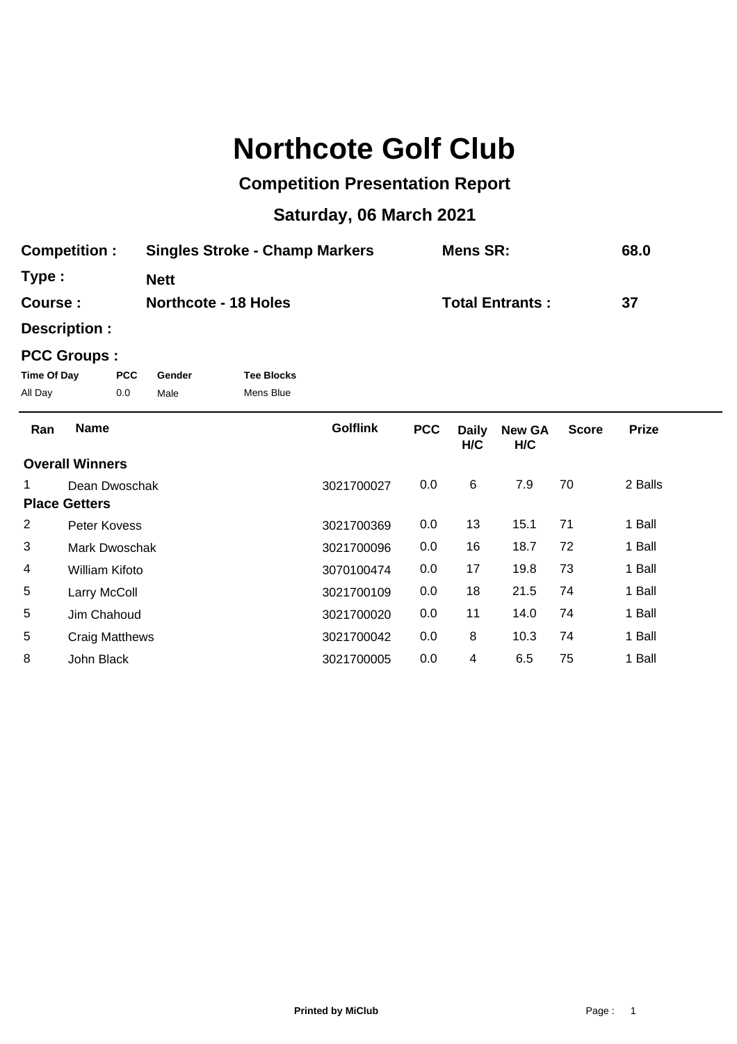# Northcote Golf Club

## Competition Presentation Report

## Saturday, 06 March 2021

**Competition :** **Singles Stroke - Champ Markers** **Mens SR:** **68.0**

**Type :** **Nett**

**Course :** **Northcote - 18 Holes** **Total Entrants :** **37**

**Description :**

**PCC Groups :**

| Time Of Day | PCC | Gender | Tee Blocks |
|---|---|---|---|
| All Day | 0.0 | Male | Mens Blue |

| Ran | Name | Golflink | PCC | Daily H/C | New GA H/C | Score | Prize |
|---|---|---|---|---|---|---|---|
| **Overall Winners** | | | | | | | |
| 1 | Dean Dwoschak | 3021700027 | 0.0 | 6 | 7.9 | 70 | 2 Balls |
| **Place Getters** | | | | | | | |
| 2 | Peter Kovess | 3021700369 | 0.0 | 13 | 15.1 | 71 | 1 Ball |
| 3 | Mark Dwoschak | 3021700096 | 0.0 | 16 | 18.7 | 72 | 1 Ball |
| 4 | William Kifoto | 3070100474 | 0.0 | 17 | 19.8 | 73 | 1 Ball |
| 5 | Larry McColl | 3021700109 | 0.0 | 18 | 21.5 | 74 | 1 Ball |
| 5 | Jim Chahoud | 3021700020 | 0.0 | 11 | 14.0 | 74 | 1 Ball |
| 5 | Craig Matthews | 3021700042 | 0.0 | 8 | 10.3 | 74 | 1 Ball |
| 8 | John Black | 3021700005 | 0.0 | 4 | 6.5 | 75 | 1 Ball |

**Printed by MiClub**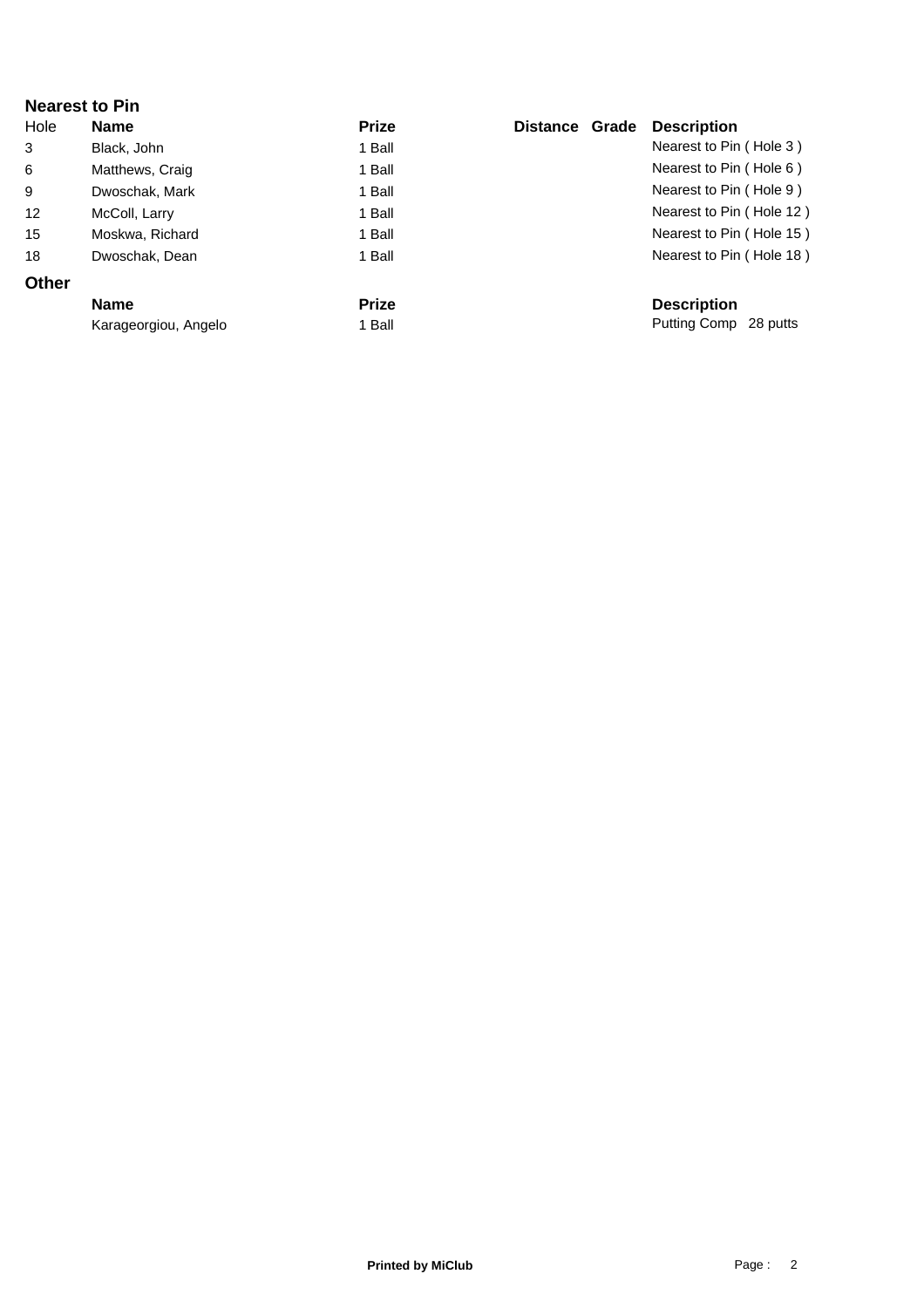## Nearest to Pin

| Hole | Name | Prize | Distance | Grade | Description |
| --- | --- | --- | --- | --- | --- |
| 3 | Black, John | 1 Ball | | | Nearest to Pin ( Hole 3 ) |
| 6 | Matthews, Craig | 1 Ball | | | Nearest to Pin ( Hole 6 ) |
| 9 | Dwoschak, Mark | 1 Ball | | | Nearest to Pin ( Hole 9 ) |
| 12 | McColl, Larry | 1 Ball | | | Nearest to Pin ( Hole 12 ) |
| 15 | Moskwa, Richard | 1 Ball | | | Nearest to Pin ( Hole 15 ) |
| 18 | Dwoschak, Dean | 1 Ball | | | Nearest to Pin ( Hole 18 ) |

## Other

| Name | Prize | Description |
| --- | --- | --- |
| Karageorgiou, Angelo | 1 Ball | Putting Comp 28 putts |

**Printed by MiClub**